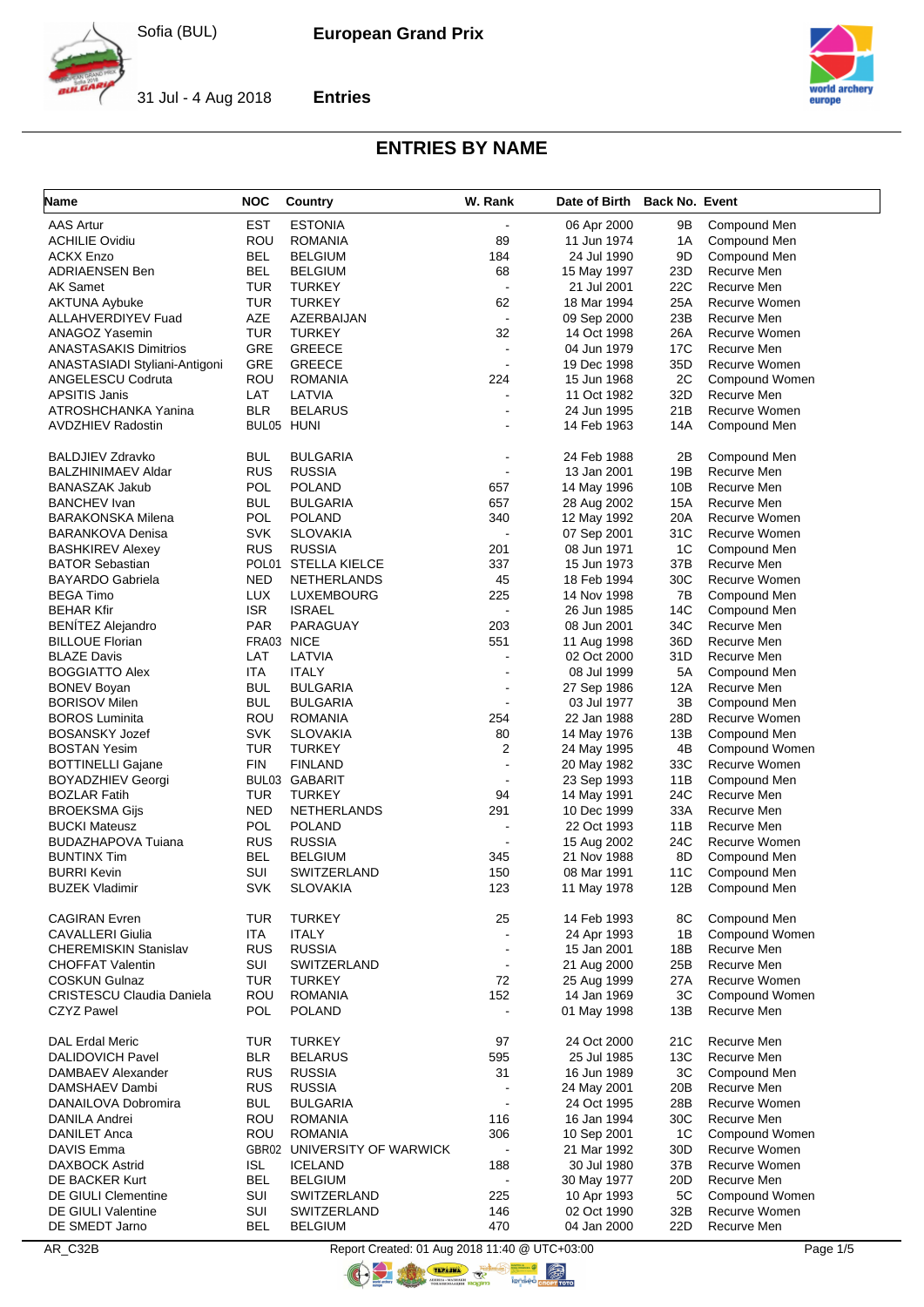# ENTRIES BY NAME

| Name | NOC | Country | W. Rank | Date of Birth | Back No. | Event |
|---|---|---|---|---|---|---|
| AAS Artur | EST | ESTONIA | - | 06 Apr 2000 | 9B | Compound Men |
| ACHILIE Ovidiu | ROU | ROMANIA | 89 | 11 Jun 1974 | 1A | Compound Men |
| ACKX Enzo | BEL | BELGIUM | 184 | 24 Jul 1990 | 9D | Compound Men |
| ADRIAENSEN Ben | BEL | BELGIUM | 68 | 15 May 1997 | 23D | Recurve Men |
| AK Samet | TUR | TURKEY | - | 21 Jul 2001 | 22C | Recurve Men |
| AKTUNA Aybuke | TUR | TURKEY | 62 | 18 Mar 1994 | 25A | Recurve Women |
| ALLAHVERDIYEV Fuad | AZE | AZERBAIJAN | - | 09 Sep 2000 | 23B | Recurve Men |
| ANAGOZ Yasemin | TUR | TURKEY | 32 | 14 Oct 1998 | 26A | Recurve Women |
| ANASTASAKIS Dimitrios | GRE | GREECE | - | 04 Jun 1979 | 17C | Recurve Men |
| ANASTASIADI Styliani-Antigoni | GRE | GREECE | - | 19 Dec 1998 | 35D | Recurve Women |
| ANGELESCU Codruta | ROU | ROMANIA | 224 | 15 Jun 1968 | 2C | Compound Women |
| APSITIS Janis | LAT | LATVIA | - | 11 Oct 1982 | 32D | Recurve Men |
| ATROSHCHANKA Yanina | BLR | BELARUS | - | 24 Jun 1995 | 21B | Recurve Women |
| AVDZHIEV Radostin | BUL05 | HUNI | - | 14 Feb 1963 | 14A | Compound Men |
| BALDJIEV Zdravko | BUL | BULGARIA | - | 24 Feb 1988 | 2B | Compound Men |
| BALZHINIMAEV Aldar | RUS | RUSSIA | - | 13 Jan 2001 | 19B | Recurve Men |
| BANASZAK Jakub | POL | POLAND | 657 | 14 May 1996 | 10B | Recurve Men |
| BANCHEV Ivan | BUL | BULGARIA | 657 | 28 Aug 2002 | 15A | Recurve Men |
| BARAKONSKA Milena | POL | POLAND | 340 | 12 May 1992 | 20A | Recurve Women |
| BARANKOVA Denisa | SVK | SLOVAKIA | - | 07 Sep 2001 | 31C | Recurve Women |
| BASHKIREV Alexey | RUS | RUSSIA | 201 | 08 Jun 1971 | 1C | Compound Men |
| BATOR Sebastian | POL01 | STELLA KIELCE | 337 | 15 Jun 1973 | 37B | Recurve Men |
| BAYARDO Gabriela | NED | NETHERLANDS | 45 | 18 Feb 1994 | 30C | Recurve Women |
| BEGA Timo | LUX | LUXEMBOURG | 225 | 14 Nov 1998 | 7B | Compound Men |
| BEHAR Kfir | ISR | ISRAEL | - | 26 Jun 1985 | 14C | Compound Men |
| BENÍTEZ Alejandro | PAR | PARAGUAY | 203 | 08 Jun 2001 | 34C | Recurve Men |
| BILLOUE Florian | FRA03 | NICE | 551 | 11 Aug 1998 | 36D | Recurve Men |
| BLAZE Davis | LAT | LATVIA | - | 02 Oct 2000 | 31D | Recurve Men |
| BOGGIATTO Alex | ITA | ITALY | - | 08 Jul 1999 | 5A | Compound Men |
| BONEV Boyan | BUL | BULGARIA | - | 27 Sep 1986 | 12A | Recurve Men |
| BORISOV Milen | BUL | BULGARIA | - | 03 Jul 1977 | 3B | Compound Men |
| BOROS Luminita | ROU | ROMANIA | 254 | 22 Jan 1988 | 28D | Recurve Women |
| BOSANSKY Jozef | SVK | SLOVAKIA | 80 | 14 May 1976 | 13B | Compound Men |
| BOSTAN Yesim | TUR | TURKEY | 2 | 24 May 1995 | 4B | Compound Women |
| BOTTINELLI Gajane | FIN | FINLAND | - | 20 May 1982 | 33C | Recurve Women |
| BOYADZHIEV Georgi | BUL03 | GABARIT | - | 23 Sep 1993 | 11B | Compound Men |
| BOZLAR Fatih | TUR | TURKEY | 94 | 14 May 1991 | 24C | Recurve Men |
| BROEKSMA Gijs | NED | NETHERLANDS | 291 | 10 Dec 1999 | 33A | Recurve Men |
| BUCKI Mateusz | POL | POLAND | - | 22 Oct 1993 | 11B | Recurve Men |
| BUDAZHAPOVA Tuiana | RUS | RUSSIA | - | 15 Aug 2002 | 24C | Recurve Women |
| BUNTINX Tim | BEL | BELGIUM | 345 | 21 Nov 1988 | 8D | Compound Men |
| BURRI Kevin | SUI | SWITZERLAND | 150 | 08 Mar 1991 | 11C | Compound Men |
| BUZEK Vladimir | SVK | SLOVAKIA | 123 | 11 May 1978 | 12B | Compound Men |
| CAGIRAN Evren | TUR | TURKEY | 25 | 14 Feb 1993 | 8C | Compound Men |
| CAVALLERI Giulia | ITA | ITALY | - | 24 Apr 1993 | 1B | Compound Women |
| CHEREMISKIN Stanislav | RUS | RUSSIA | - | 15 Jan 2001 | 18B | Recurve Men |
| CHOFFAT Valentin | SUI | SWITZERLAND | - | 21 Aug 2000 | 25B | Recurve Men |
| COSKUN Gulnaz | TUR | TURKEY | 72 | 25 Aug 1999 | 27A | Recurve Women |
| CRISTESCU Claudia Daniela | ROU | ROMANIA | 152 | 14 Jan 1969 | 3C | Compound Women |
| CZYZ Pawel | POL | POLAND | - | 01 May 1998 | 13B | Recurve Men |
| DAL Erdal Meric | TUR | TURKEY | 97 | 24 Oct 2000 | 21C | Recurve Men |
| DALIDOVICH Pavel | BLR | BELARUS | 595 | 25 Jul 1985 | 13C | Recurve Men |
| DAMBAEV Alexander | RUS | RUSSIA | 31 | 16 Jun 1989 | 3C | Compound Men |
| DAMSHAEV Dambi | RUS | RUSSIA | - | 24 May 2001 | 20B | Recurve Men |
| DANAILOVA Dobromira | BUL | BULGARIA | - | 24 Oct 1995 | 28B | Recurve Women |
| DANILA Andrei | ROU | ROMANIA | 116 | 16 Jan 1994 | 30C | Recurve Men |
| DANILET Anca | ROU | ROMANIA | 306 | 10 Sep 2001 | 1C | Compound Women |
| DAVIS Emma | GBR02 | UNIVERSITY OF WARWICK | - | 21 Mar 1992 | 30D | Recurve Women |
| DAXBOCK Astrid | ISL | ICELAND | 188 | 30 Jul 1980 | 37B | Recurve Women |
| DE BACKER Kurt | BEL | BELGIUM | - | 30 May 1977 | 20D | Recurve Men |
| DE GIULI Clementine | SUI | SWITZERLAND | 225 | 10 Apr 1993 | 5C | Compound Women |
| DE GIULI Valentine | SUI | SWITZERLAND | 146 | 02 Oct 1990 | 32B | Recurve Women |
| DE SMEDT Jarno | BEL | BELGIUM | 470 | 04 Jan 2000 | 22D | Recurve Men |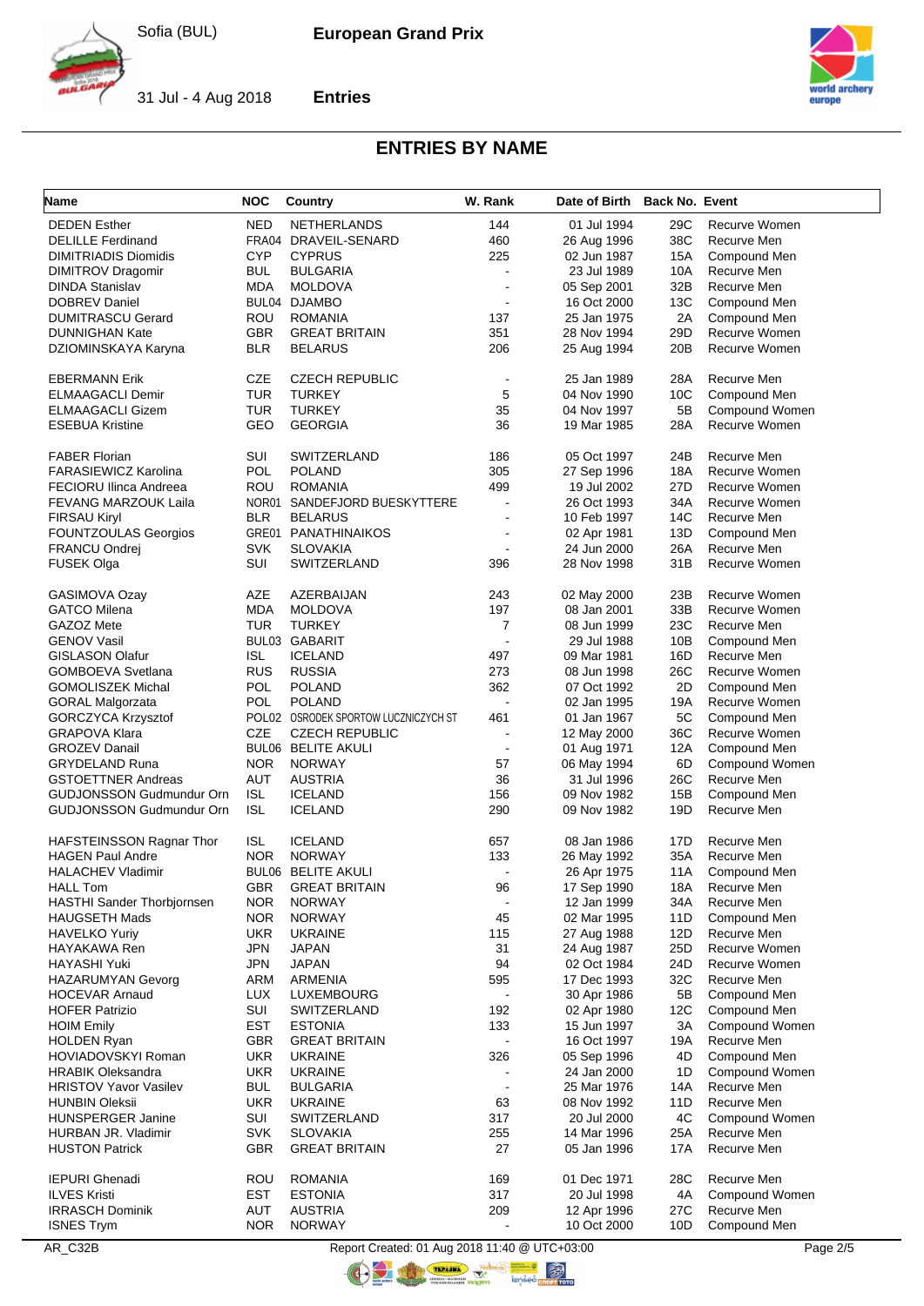# ENTRIES BY NAME

| Name | NOC | Country | W. Rank | Date of Birth | Back No. | Event |
|---|---|---|---|---|---|---|
| DEDEN Esther | NED | NETHERLANDS | 144 | 01 Jul 1994 | 29C | Recurve Women |
| DELILLE Ferdinand | FRA04 | DRAVEIL-SENARD | 460 | 26 Aug 1996 | 38C | Recurve Men |
| DIMITRIADIS Diomidis | CYP | CYPRUS | 225 | 02 Jun 1987 | 15A | Compound Men |
| DIMITROV Dragomir | BUL | BULGARIA | - | 23 Jul 1989 | 10A | Recurve Men |
| DINDA Stanislav | MDA | MOLDOVA | - | 05 Sep 2001 | 32B | Recurve Men |
| DOBREV Daniel | BUL04 | DJAMBO | - | 16 Oct 2000 | 13C | Compound Men |
| DUMITRASCU Gerard | ROU | ROMANIA | 137 | 25 Jan 1975 | 2A | Compound Men |
| DUNNIGHAN Kate | GBR | GREAT BRITAIN | 351 | 28 Nov 1994 | 29D | Recurve Women |
| DZIOMINSKAYA Karyna | BLR | BELARUS | 206 | 25 Aug 1994 | 20B | Recurve Women |
| EBERMANN Erik | CZE | CZECH REPUBLIC | - | 25 Jan 1989 | 28A | Recurve Men |
| ELMAAGACLI Demir | TUR | TURKEY | 5 | 04 Nov 1990 | 10C | Compound Men |
| ELMAAGACLI Gizem | TUR | TURKEY | 35 | 04 Nov 1997 | 5B | Compound Women |
| ESEBUA Kristine | GEO | GEORGIA | 36 | 19 Mar 1985 | 28A | Recurve Women |
| FABER Florian | SUI | SWITZERLAND | 186 | 05 Oct 1997 | 24B | Recurve Men |
| FARASIEWICZ Karolina | POL | POLAND | 305 | 27 Sep 1996 | 18A | Recurve Women |
| FECIORU Ilinca Andreea | ROU | ROMANIA | 499 | 19 Jul 2002 | 27D | Recurve Women |
| FEVANG MARZOUK Laila | NOR01 | SANDEFJORD BUESKYTTERE | - | 26 Oct 1993 | 34A | Recurve Women |
| FIRSAU Kiryl | BLR | BELARUS | - | 10 Feb 1997 | 14C | Recurve Men |
| FOUNTZOULAS Georgios | GRE01 | PANATHINAIKOS | - | 02 Apr 1981 | 13D | Compound Men |
| FRANCU Ondrej | SVK | SLOVAKIA | - | 24 Jun 2000 | 26A | Recurve Men |
| FUSEK Olga | SUI | SWITZERLAND | 396 | 28 Nov 1998 | 31B | Recurve Women |
| GASIMOVA Ozay | AZE | AZERBAIJAN | 243 | 02 May 2000 | 23B | Recurve Women |
| GATCO Milena | MDA | MOLDOVA | 197 | 08 Jan 2001 | 33B | Recurve Women |
| GAZOZ Mete | TUR | TURKEY | 7 | 08 Jun 1999 | 23C | Recurve Men |
| GENOV Vasil | BUL03 | GABARIT | - | 29 Jul 1988 | 10B | Compound Men |
| GISLASON Olafur | ISL | ICELAND | 497 | 09 Mar 1981 | 16D | Recurve Men |
| GOMBOEVA Svetlana | RUS | RUSSIA | 273 | 08 Jun 1998 | 26C | Recurve Women |
| GOMOLISZEK Michal | POL | POLAND | 362 | 07 Oct 1992 | 2D | Compound Men |
| GORAL Malgorzata | POL | POLAND | - | 02 Jan 1995 | 19A | Recurve Women |
| GORCZYCA Krzysztof | POL02 | OSRODEK SPORTOW LUCZNICZYCH ST | 461 | 01 Jan 1967 | 5C | Compound Men |
| GRAPOVA Klara | CZE | CZECH REPUBLIC | - | 12 May 2000 | 36C | Recurve Women |
| GROZEV Danail | BUL06 | BELITE AKULI | - | 01 Aug 1971 | 12A | Compound Men |
| GRYDELAND Runa | NOR | NORWAY | 57 | 06 May 1994 | 6D | Compound Women |
| GSTOETTNER Andreas | AUT | AUSTRIA | 36 | 31 Jul 1996 | 26C | Recurve Men |
| GUDJONSSON Gudmundur Orn | ISL | ICELAND | 156 | 09 Nov 1982 | 15B | Compound Men |
| GUDJONSSON Gudmundur Orn | ISL | ICELAND | 290 | 09 Nov 1982 | 19D | Recurve Men |
| HAFSTEINSSON Ragnar Thor | ISL | ICELAND | 657 | 08 Jan 1986 | 17D | Recurve Men |
| HAGEN Paul Andre | NOR | NORWAY | 133 | 26 May 1992 | 35A | Recurve Men |
| HALACHEV Vladimir | BUL06 | BELITE AKULI | - | 26 Apr 1975 | 11A | Compound Men |
| HALL Tom | GBR | GREAT BRITAIN | 96 | 17 Sep 1990 | 18A | Recurve Men |
| HASTHI Sander Thorbjornsen | NOR | NORWAY | - | 12 Jan 1999 | 34A | Recurve Men |
| HAUGSETH Mads | NOR | NORWAY | 45 | 02 Mar 1995 | 11D | Compound Men |
| HAVELKO Yuriy | UKR | UKRAINE | 115 | 27 Aug 1988 | 12D | Recurve Men |
| HAYAKAWA Ren | JPN | JAPAN | 31 | 24 Aug 1987 | 25D | Recurve Women |
| HAYASHI Yuki | JPN | JAPAN | 94 | 02 Oct 1984 | 24D | Recurve Women |
| HAZARUMYAN Gevorg | ARM | ARMENIA | 595 | 17 Dec 1993 | 32C | Recurve Men |
| HOCEVAR Arnaud | LUX | LUXEMBOURG | - | 30 Apr 1986 | 5B | Compound Men |
| HOFER Patrizio | SUI | SWITZERLAND | 192 | 02 Apr 1980 | 12C | Compound Men |
| HOIM Emily | EST | ESTONIA | 133 | 15 Jun 1997 | 3A | Compound Women |
| HOLDEN Ryan | GBR | GREAT BRITAIN | - | 16 Oct 1997 | 19A | Recurve Men |
| HOVIADOVSKYI Roman | UKR | UKRAINE | 326 | 05 Sep 1996 | 4D | Compound Men |
| HRABIK Oleksandra | UKR | UKRAINE | - | 24 Jan 2000 | 1D | Compound Women |
| HRISTOV Yavor Vasilev | BUL | BULGARIA | - | 25 Mar 1976 | 14A | Recurve Men |
| HUNBIN Oleksii | UKR | UKRAINE | 63 | 08 Nov 1992 | 11D | Recurve Men |
| HUNSPERGER Janine | SUI | SWITZERLAND | 317 | 20 Jul 2000 | 4C | Compound Women |
| HURBAN JR. Vladimir | SVK | SLOVAKIA | 255 | 14 Mar 1996 | 25A | Recurve Men |
| HUSTON Patrick | GBR | GREAT BRITAIN | 27 | 05 Jan 1996 | 17A | Recurve Men |
| IEPURI Ghenadi | ROU | ROMANIA | 169 | 01 Dec 1971 | 28C | Recurve Men |
| ILVES Kristi | EST | ESTONIA | 317 | 20 Jul 1998 | 4A | Compound Women |
| IRRASCH Dominik | AUT | AUSTRIA | 209 | 12 Apr 1996 | 27C | Recurve Men |
| ISNES Trym | NOR | NORWAY | - | 10 Oct 2000 | 10D | Compound Men |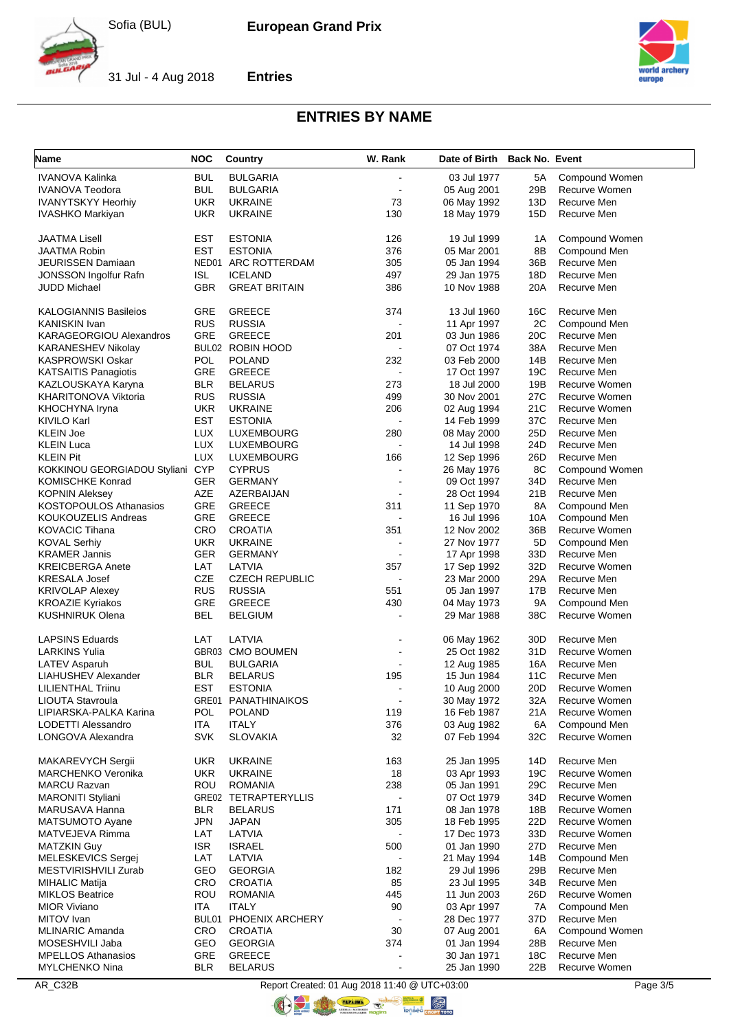## ENTRIES BY NAME

| Name | NOC | Country | W. Rank | Date of Birth | Back No. | Event |
|---|---|---|---|---|---|---|
| IVANOVA Kalinka | BUL | BULGARIA | - | 03 Jul 1977 | 5A | Compound Women |
| IVANOVA Teodora | BUL | BULGARIA | - | 05 Aug 2001 | 29B | Recurve Women |
| IVANYTSKYY Heorhiy | UKR | UKRAINE | 73 | 06 May 1992 | 13D | Recurve Men |
| IVASHKO Markiyan | UKR | UKRAINE | 130 | 18 May 1979 | 15D | Recurve Men |
| JAATMA Lisell | EST | ESTONIA | 126 | 19 Jul 1999 | 1A | Compound Women |
| JAATMA Robin | EST | ESTONIA | 376 | 05 Mar 2001 | 8B | Compound Men |
| JEURISSEN Damiaan | NED01 | ARC ROTTERDAM | 305 | 05 Jan 1994 | 36B | Recurve Men |
| JONSSON Ingolfur Rafn | ISL | ICELAND | 497 | 29 Jan 1975 | 18D | Recurve Men |
| JUDD Michael | GBR | GREAT BRITAIN | 386 | 10 Nov 1988 | 20A | Recurve Men |
| KALOGIANNIS Basileios | GRE | GREECE | 374 | 13 Jul 1960 | 16C | Recurve Men |
| KANISKIN Ivan | RUS | RUSSIA | - | 11 Apr 1997 | 2C | Compound Men |
| KARAGEORGIOU Alexandros | GRE | GREECE | 201 | 03 Jun 1986 | 20C | Recurve Men |
| KARANESHEV Nikolay | BUL02 | ROBIN HOOD | - | 07 Oct 1974 | 38A | Recurve Men |
| KASPROWSKI Oskar | POL | POLAND | 232 | 03 Feb 2000 | 14B | Recurve Men |
| KATSAITIS Panagiotis | GRE | GREECE | - | 17 Oct 1997 | 19C | Recurve Men |
| KAZLOUSKAYA Karyna | BLR | BELARUS | 273 | 18 Jul 2000 | 19B | Recurve Women |
| KHARITONOVA Viktoria | RUS | RUSSIA | 499 | 30 Nov 2001 | 27C | Recurve Women |
| KHOCHYNA Iryna | UKR | UKRAINE | 206 | 02 Aug 1994 | 21C | Recurve Women |
| KIVILO Karl | EST | ESTONIA | - | 14 Feb 1999 | 37C | Recurve Men |
| KLEIN Joe | LUX | LUXEMBOURG | 280 | 08 May 2000 | 25D | Recurve Men |
| KLEIN Luca | LUX | LUXEMBOURG | - | 14 Jul 1998 | 24D | Recurve Men |
| KLEIN Pit | LUX | LUXEMBOURG | 166 | 12 Sep 1996 | 26D | Recurve Men |
| KOKKINOU GEORGIADOU Styliani | CYP | CYPRUS | - | 26 May 1976 | 8C | Compound Women |
| KOMISCHKE Konrad | GER | GERMANY | - | 09 Oct 1997 | 34D | Recurve Men |
| KOPNIN Aleksey | AZE | AZERBAIJAN | - | 28 Oct 1994 | 21B | Recurve Men |
| KOSTOPOULOS Athanasios | GRE | GREECE | 311 | 11 Sep 1970 | 8A | Compound Men |
| KOUKOUZELIS Andreas | GRE | GREECE | - | 16 Jul 1996 | 10A | Compound Men |
| KOVACIC Tihana | CRO | CROATIA | 351 | 12 Nov 2002 | 36B | Recurve Women |
| KOVAL Serhiy | UKR | UKRAINE | - | 27 Nov 1977 | 5D | Compound Men |
| KRAMER Jannis | GER | GERMANY | - | 17 Apr 1998 | 33D | Recurve Men |
| KREICBERGA Anete | LAT | LATVIA | 357 | 17 Sep 1992 | 32D | Recurve Women |
| KRESALA Josef | CZE | CZECH REPUBLIC | - | 23 Mar 2000 | 29A | Recurve Men |
| KRIVOLAP Alexey | RUS | RUSSIA | 551 | 05 Jan 1997 | 17B | Recurve Men |
| KROAZIE Kyriakos | GRE | GREECE | 430 | 04 May 1973 | 9A | Compound Men |
| KUSHNIRUK Olena | BEL | BELGIUM | - | 29 Mar 1988 | 38C | Recurve Women |
| LAPSINS Eduards | LAT | LATVIA | - | 06 May 1962 | 30D | Recurve Men |
| LARKINS Yulia | GBR03 | CMO BOUMEN | - | 25 Oct 1982 | 31D | Recurve Women |
| LATEV Asparuh | BUL | BULGARIA | - | 12 Aug 1985 | 16A | Recurve Men |
| LIAHUSHEV Alexander | BLR | BELARUS | 195 | 15 Jun 1984 | 11C | Recurve Men |
| LILIENTHAL Triinu | EST | ESTONIA | - | 10 Aug 2000 | 20D | Recurve Women |
| LIOUTA Stavroula | GRE01 | PANATHINAIKOS | - | 30 May 1972 | 32A | Recurve Women |
| LIPIARSKA-PALKA Karina | POL | POLAND | 119 | 16 Feb 1987 | 21A | Recurve Women |
| LODETTI Alessandro | ITA | ITALY | 376 | 03 Aug 1982 | 6A | Compound Men |
| LONGOVA Alexandra | SVK | SLOVAKIA | 32 | 07 Feb 1994 | 32C | Recurve Women |
| MAKAREVYCH Sergii | UKR | UKRAINE | 163 | 25 Jan 1995 | 14D | Recurve Men |
| MARCHENKO Veronika | UKR | UKRAINE | 18 | 03 Apr 1993 | 19C | Recurve Women |
| MARCU Razvan | ROU | ROMANIA | 238 | 05 Jan 1991 | 29C | Recurve Men |
| MARONITI Styliani | GRE02 | TETRAPTERYLLIS | - | 07 Oct 1979 | 34D | Recurve Women |
| MARUSAVA Hanna | BLR | BELARUS | 171 | 08 Jan 1978 | 18B | Recurve Women |
| MATSUMOTO Ayane | JPN | JAPAN | 305 | 18 Feb 1995 | 22D | Recurve Women |
| MATVEJEVA Rimma | LAT | LATVIA | - | 17 Dec 1973 | 33D | Recurve Women |
| MATZKIN Guy | ISR | ISRAEL | 500 | 01 Jan 1990 | 27D | Recurve Men |
| MELESKEVICS Sergej | LAT | LATVIA | - | 21 May 1994 | 14B | Compound Men |
| MESTVIRISHVILI Zurab | GEO | GEORGIA | 182 | 29 Jul 1996 | 29B | Recurve Men |
| MIHALIC Matija | CRO | CROATIA | 85 | 23 Jul 1995 | 34B | Recurve Men |
| MIKLOS Beatrice | ROU | ROMANIA | 445 | 11 Jun 2003 | 26D | Recurve Women |
| MIOR Viviano | ITA | ITALY | 90 | 03 Apr 1997 | 7A | Compound Men |
| MITOV Ivan | BUL01 | PHOENIX ARCHERY | - | 28 Dec 1977 | 37D | Recurve Men |
| MLINARIC Amanda | CRO | CROATIA | 30 | 07 Aug 2001 | 6A | Compound Women |
| MOSESHVILI Jaba | GEO | GEORGIA | 374 | 01 Jan 1994 | 28B | Recurve Men |
| MPELLOS Athanasios | GRE | GREECE | - | 30 Jan 1971 | 18C | Recurve Men |
| MYLCHENKO Nina | BLR | BELARUS | - | 25 Jan 1990 | 22B | Recurve Women |

AR_C32B    Report Created: 01 Aug 2018 11:40 @ UTC+03:00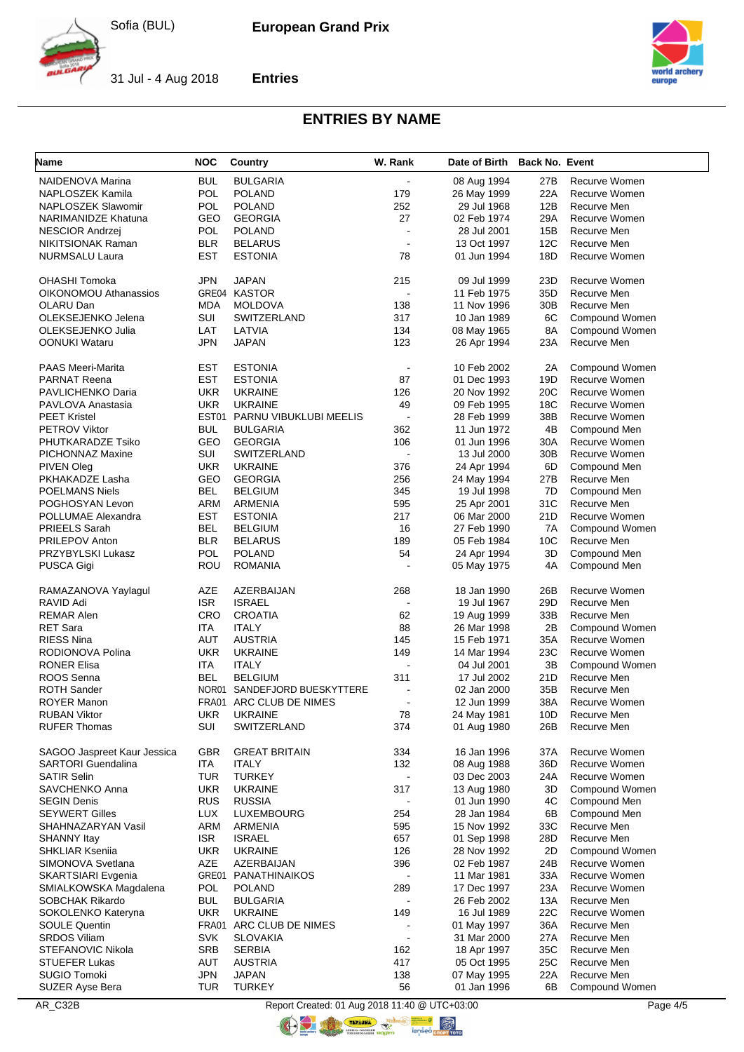# ENTRIES BY NAME

| Name | NOC | Country | W. Rank | Date of Birth | Back No. | Event |
|---|---|---|---|---|---|---|
| NAIDENOVA Marina | BUL | BULGARIA | - | 08 Aug 1994 | 27B | Recurve Women |
| NAPLOSZEK Kamila | POL | POLAND | 179 | 26 May 1999 | 22A | Recurve Women |
| NAPLOSZEK Slawomir | POL | POLAND | 252 | 29 Jul 1968 | 12B | Recurve Men |
| NARIMANIDZE Khatuna | GEO | GEORGIA | 27 | 02 Feb 1974 | 29A | Recurve Women |
| NESCIOR Andrzej | POL | POLAND | - | 28 Jul 2001 | 15B | Recurve Men |
| NIKITSIONAK Raman | BLR | BELARUS | - | 13 Oct 1997 | 12C | Recurve Men |
| NURMSALU Laura | EST | ESTONIA | 78 | 01 Jun 1994 | 18D | Recurve Women |
| OHASHI Tomoka | JPN | JAPAN | 215 | 09 Jul 1999 | 23D | Recurve Women |
| OIKONOMOU Athanassios | GRE04 | KASTOR | - | 11 Feb 1975 | 35D | Recurve Men |
| OLARU Dan | MDA | MOLDOVA | 138 | 11 Nov 1996 | 30B | Recurve Men |
| OLEKSEJENKO Jelena | SUI | SWITZERLAND | 317 | 10 Jan 1989 | 6C | Compound Women |
| OLEKSEJENKO Julia | LAT | LATVIA | 134 | 08 May 1965 | 8A | Compound Women |
| OONUKI Wataru | JPN | JAPAN | 123 | 26 Apr 1994 | 23A | Recurve Men |
| PAAS Meeri-Marita | EST | ESTONIA | - | 10 Feb 2002 | 2A | Compound Women |
| PARNAT Reena | EST | ESTONIA | 87 | 01 Dec 1993 | 19D | Recurve Women |
| PAVLICHENKO Daria | UKR | UKRAINE | 126 | 20 Nov 1992 | 20C | Recurve Women |
| PAVLOVA Anastasia | UKR | UKRAINE | 49 | 09 Feb 1995 | 18C | Recurve Women |
| PEET Kristel | EST01 | PARNU VIBUKLUBI MEELIS | - | 28 Feb 1999 | 38B | Recurve Women |
| PETROV Viktor | BUL | BULGARIA | 362 | 11 Jun 1972 | 4B | Compound Men |
| PHUTKARADZE Tsiko | GEO | GEORGIA | 106 | 01 Jun 1996 | 30A | Recurve Women |
| PICHONNAZ Maxine | SUI | SWITZERLAND | - | 13 Jul 2000 | 30B | Recurve Women |
| PIVEN Oleg | UKR | UKRAINE | 376 | 24 Apr 1994 | 6D | Compound Men |
| PKHAKADZE Lasha | GEO | GEORGIA | 256 | 24 May 1994 | 27B | Recurve Men |
| POELMANS Niels | BEL | BELGIUM | 345 | 19 Jul 1998 | 7D | Compound Men |
| POGHOSYAN Levon | ARM | ARMENIA | 595 | 25 Apr 2001 | 31C | Recurve Men |
| POLLUMAE Alexandra | EST | ESTONIA | 217 | 06 Mar 2000 | 21D | Recurve Women |
| PRIEELS Sarah | BEL | BELGIUM | 16 | 27 Feb 1990 | 7A | Compound Women |
| PRILEPOV Anton | BLR | BELARUS | 189 | 05 Feb 1984 | 10C | Recurve Men |
| PRZYBYLSKI Lukasz | POL | POLAND | 54 | 24 Apr 1994 | 3D | Compound Men |
| PUSCA Gigi | ROU | ROMANIA | - | 05 May 1975 | 4A | Compound Men |
| RAMAZANOVA Yaylagul | AZE | AZERBAIJAN | 268 | 18 Jan 1990 | 26B | Recurve Women |
| RAVID Adi | ISR | ISRAEL | - | 19 Jul 1967 | 29D | Recurve Men |
| REMAR Alen | CRO | CROATIA | 62 | 19 Aug 1999 | 33B | Recurve Men |
| RET Sara | ITA | ITALY | 88 | 26 Mar 1998 | 2B | Compound Women |
| RIESS Nina | AUT | AUSTRIA | 145 | 15 Feb 1971 | 35A | Recurve Women |
| RODIONOVA Polina | UKR | UKRAINE | 149 | 14 Mar 1994 | 23C | Recurve Women |
| RONER Elisa | ITA | ITALY | - | 04 Jul 2001 | 3B | Compound Women |
| ROOS Senna | BEL | BELGIUM | 311 | 17 Jul 2002 | 21D | Recurve Men |
| ROTH Sander | NOR01 | SANDEFJORD BUESKYTTERE | - | 02 Jan 2000 | 35B | Recurve Men |
| ROYER Manon | FRA01 | ARC CLUB DE NIMES | - | 12 Jun 1999 | 38A | Recurve Women |
| RUBAN Viktor | UKR | UKRAINE | 78 | 24 May 1981 | 10D | Recurve Men |
| RUFER Thomas | SUI | SWITZERLAND | 374 | 01 Aug 1980 | 26B | Recurve Men |
| SAGOO Jaspreet Kaur Jessica | GBR | GREAT BRITAIN | 334 | 16 Jan 1996 | 37A | Recurve Women |
| SARTORI Guendalina | ITA | ITALY | 132 | 08 Aug 1988 | 36D | Recurve Women |
| SATIR Selin | TUR | TURKEY | - | 03 Dec 2003 | 24A | Recurve Women |
| SAVCHENKO Anna | UKR | UKRAINE | 317 | 13 Aug 1980 | 3D | Compound Women |
| SEGIN Denis | RUS | RUSSIA | - | 01 Jun 1990 | 4C | Compound Men |
| SEYWERT Gilles | LUX | LUXEMBOURG | 254 | 28 Jan 1984 | 6B | Compound Men |
| SHAHNAZARYAN Vasil | ARM | ARMENIA | 595 | 15 Nov 1992 | 33C | Recurve Men |
| SHANNY Itay | ISR | ISRAEL | 657 | 01 Sep 1998 | 28D | Recurve Men |
| SHKLIAR Kseniia | UKR | UKRAINE | 126 | 28 Nov 1992 | 2D | Compound Women |
| SIMONOVA Svetlana | AZE | AZERBAIJAN | 396 | 02 Feb 1987 | 24B | Recurve Women |
| SKARTSIARI Evgenia | GRE01 | PANATHINAIKOS | - | 11 Mar 1981 | 33A | Recurve Women |
| SMIALKOWSKA Magdalena | POL | POLAND | 289 | 17 Dec 1997 | 23A | Recurve Women |
| SOBCHAK Rikardo | BUL | BULGARIA | - | 26 Feb 2002 | 13A | Recurve Men |
| SOKOLENKO Kateryna | UKR | UKRAINE | 149 | 16 Jul 1989 | 22C | Recurve Women |
| SOULE Quentin | FRA01 | ARC CLUB DE NIMES | - | 01 May 1997 | 36A | Recurve Men |
| SRDOS Viliam | SVK | SLOVAKIA | - | 31 Mar 2000 | 27A | Recurve Men |
| STEFANOVIC Nikola | SRB | SERBIA | 162 | 18 Apr 1997 | 35C | Recurve Men |
| STUEFER Lukas | AUT | AUSTRIA | 417 | 05 Oct 1995 | 25C | Recurve Men |
| SUGIO Tomoki | JPN | JAPAN | 138 | 07 May 1995 | 22A | Recurve Men |
| SUZER Ayse Bera | TUR | TURKEY | 56 | 01 Jan 1996 | 6B | Compound Women |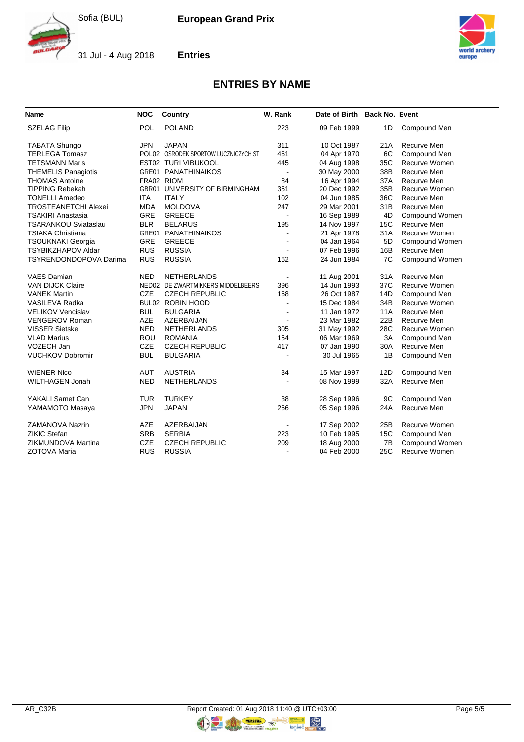# ENTRIES BY NAME

| Name | NOC | Country | W. Rank | Date of Birth | Back No. | Event |
|---|---|---|---|---|---|---|
| SZELAG Filip | POL | POLAND | 223 | 09 Feb 1999 | 1D | Compound Men |
| TABATA Shungo | JPN | JAPAN | 311 | 10 Oct 1987 | 21A | Recurve Men |
| TERLEGA Tomasz | POL02 | OSRODEK SPORTOW LUCZNICZYCH ST | 461 | 04 Apr 1970 | 6C | Compound Men |
| TETSMANN Maris | EST02 | TURI VIBUKOOL | 445 | 04 Aug 1998 | 35C | Recurve Women |
| THEMELIS Panagiotis | GRE01 | PANATHINAIKOS | - | 30 May 2000 | 38B | Recurve Men |
| THOMAS Antoine | FRA02 | RIOM | 84 | 16 Apr 1994 | 37A | Recurve Men |
| TIPPING Rebekah | GBR01 | UNIVERSITY OF BIRMINGHAM | 351 | 20 Dec 1992 | 35B | Recurve Women |
| TONELLI Amedeo | ITA | ITALY | 102 | 04 Jun 1985 | 36C | Recurve Men |
| TROSTEANETCHI Alexei | MDA | MOLDOVA | 247 | 29 Mar 2001 | 31B | Recurve Men |
| TSAKIRI Anastasia | GRE | GREECE | - | 16 Sep 1989 | 4D | Compound Women |
| TSARANKOU Sviataslau | BLR | BELARUS | 195 | 14 Nov 1997 | 15C | Recurve Men |
| TSIAKA Christiana | GRE01 | PANATHINAIKOS | - | 21 Apr 1978 | 31A | Recurve Women |
| TSOUKNAKI Georgia | GRE | GREECE | - | 04 Jan 1964 | 5D | Compound Women |
| TSYBIKZHAPOV Aldar | RUS | RUSSIA | - | 07 Feb 1996 | 16B | Recurve Men |
| TSYRENDONDOPOVA Darima | RUS | RUSSIA | 162 | 24 Jun 1984 | 7C | Compound Women |
| VAES Damian | NED | NETHERLANDS | - | 11 Aug 2001 | 31A | Recurve Men |
| VAN DIJCK Claire | NED02 | DE ZWARTMIKKERS MIDDELBEERS | 396 | 14 Jun 1993 | 37C | Recurve Women |
| VANEK Martin | CZE | CZECH REPUBLIC | 168 | 26 Oct 1987 | 14D | Compound Men |
| VASILEVA Radka | BUL02 | ROBIN HOOD | - | 15 Dec 1984 | 34B | Recurve Women |
| VELIKOV Vencislav | BUL | BULGARIA | - | 11 Jan 1972 | 11A | Recurve Men |
| VENGEROV Roman | AZE | AZERBAIJAN | - | 23 Mar 1982 | 22B | Recurve Men |
| VISSER Sietske | NED | NETHERLANDS | 305 | 31 May 1992 | 28C | Recurve Women |
| VLAD Marius | ROU | ROMANIA | 154 | 06 Mar 1969 | 3A | Compound Men |
| VOZECH Jan | CZE | CZECH REPUBLIC | 417 | 07 Jan 1990 | 30A | Recurve Men |
| VUCHKOV Dobromir | BUL | BULGARIA | - | 30 Jul 1965 | 1B | Compound Men |
| WIENER Nico | AUT | AUSTRIA | 34 | 15 Mar 1997 | 12D | Compound Men |
| WILTHAGEN Jonah | NED | NETHERLANDS | - | 08 Nov 1999 | 32A | Recurve Men |
| YAKALI Samet Can | TUR | TURKEY | 38 | 28 Sep 1996 | 9C | Compound Men |
| YAMAMOTO Masaya | JPN | JAPAN | 266 | 05 Sep 1996 | 24A | Recurve Men |
| ZAMANOVA Nazrin | AZE | AZERBAIJAN | - | 17 Sep 2002 | 25B | Recurve Women |
| ZIKIC Stefan | SRB | SERBIA | 223 | 10 Feb 1995 | 15C | Compound Men |
| ZIKMUNDOVA Martina | CZE | CZECH REPUBLIC | 209 | 18 Aug 2000 | 7B | Compound Women |
| ZOTOVA Maria | RUS | RUSSIA | - | 04 Feb 2000 | 25C | Recurve Women |

AR_C32B Report Created: 01 Aug 2018 11:40 @ UTC+03:00